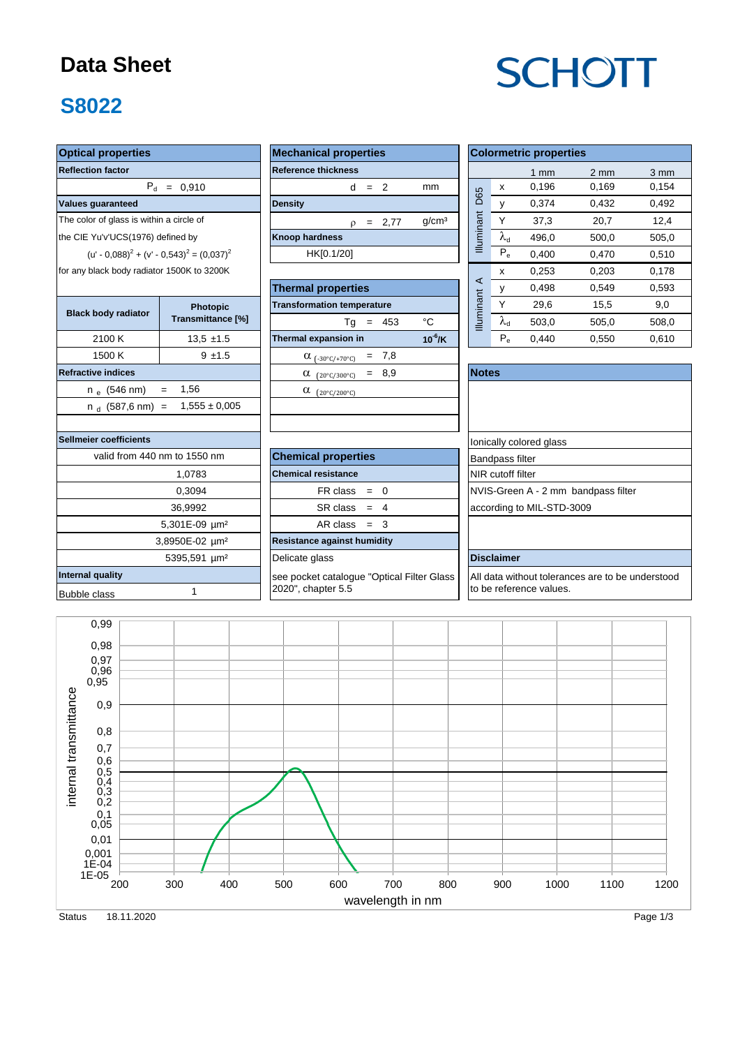# Data Sheet

## S8022

SCHOTT

### Optical properties

**Reflection factor**

$P_d$ = 0,910

**Values guaranteed**

The color of glass is within a circle of the CIE Yu'v'UCS(1976) defined by

$(u' - 0{,}088)^2 + (v' - 0{,}543)^2 = (0{,}037)^2$

for any black body radiator 1500K to 3200K

| Black body radiator | Photopic Transmittance [%] |
|---|---|
| 2100 K | 13,5 ±1.5 |
| 1500 K | 9 ±1.5 |

**Refractive indices**

| | |
|---|---|
| $n_e$ (546 nm) = | 1,56 |
| $n_d$ (587,6 nm) = | 1,555 ± 0,005 |

**Sellmeier coefficients**

valid from 440 nm to 1550 nm

| |
|---|
| 1,0783 |
| 0,3094 |
| 36,9992 |
| 5,301E-09 µm² |
| 3,8950E-02 µm² |
| 5395,591 µm² |

**Internal quality**

| | |
|---|---|
| Bubble class | 1 |

### Mechanical properties

**Reference thickness**

d = 2 mm

**Density**

ρ = 2,77 g/cm³

**Knoop hardness**

HK[0.1/20]

### Thermal properties

**Transformation temperature**

Tg = 453 °C

**Thermal expansion in** $10^{-6}$/K

| | |
|---|---|
| $\alpha_{(-30°C/+70°C)}$ = | 7,8 |
| $\alpha_{(20°C/300°C)}$ = | 8,9 |
| $\alpha_{(20°C/200°C)}$ | |

### Chemical properties

**Chemical resistance**

- FR class = 0
- SR class = 4
- AR class = 3

**Resistance against humidity**

Delicate glass

see pocket catalogue "Optical Filter Glass 2020", chapter 5.5

### Colormetric properties

| | | 1 mm | 2 mm | 3 mm |
|---|---|---|---|---|
| Illuminant D65 | x | 0,196 | 0,169 | 0,154 |
| | y | 0,374 | 0,432 | 0,492 |
| | Y | 37,3 | 20,7 | 12,4 |
| | $\lambda_d$ | 496,0 | 500,0 | 505,0 |
| | $P_e$ | 0,400 | 0,470 | 0,510 |
| Illuminant A | x | 0,253 | 0,203 | 0,178 |
| | y | 0,498 | 0,549 | 0,593 |
| | Y | 29,6 | 15,5 | 9,0 |
| | $\lambda_d$ | 503,0 | 505,0 | 508,0 |
| | $P_e$ | 0,440 | 0,550 | 0,610 |

### Notes

Ionically colored glass

Bandpass filter

NIR cutoff filter

NVIS-Green A - 2 mm bandpass filter according to MIL-STD-3009

### Disclaimer

All data without tolerances are to be understood to be reference values.

Status 18.11.2020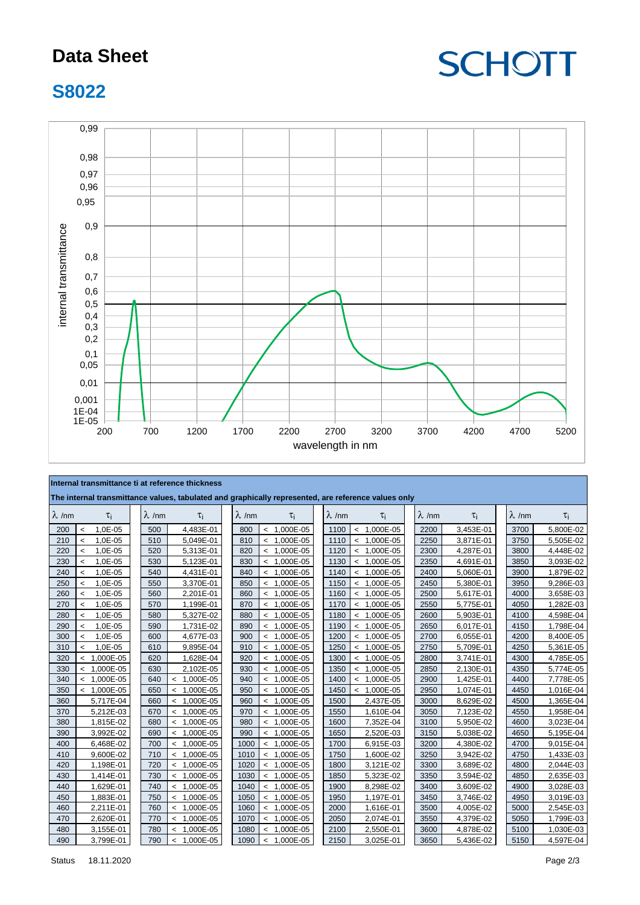# Data Sheet

## S8022

SCHOTT

**Internal transmittance ti at reference thickness**

**The internal transmittance values, tabulated and graphically represented, are reference values only**

| λ /nm | $\tau_i$ | λ /nm | $\tau_i$ | λ /nm | $\tau_i$ | λ /nm | $\tau_i$ | λ /nm | $\tau_i$ | λ /nm | $\tau_i$ |
|---|---|---|---|---|---|---|---|---|---|---|---|
| 200 | < 1,0E-05 | 500 | 4,483E-01 | 800 | < 1,000E-05 | 1100 | < 1,000E-05 | 2200 | 3,453E-01 | 3700 | 5,800E-02 |
| 210 | < 1,0E-05 | 510 | 5,049E-01 | 810 | < 1,000E-05 | 1110 | < 1,000E-05 | 2250 | 3,871E-01 | 3750 | 5,505E-02 |
| 220 | < 1,0E-05 | 520 | 5,313E-01 | 820 | < 1,000E-05 | 1120 | < 1,000E-05 | 2300 | 4,287E-01 | 3800 | 4,448E-02 |
| 230 | < 1,0E-05 | 530 | 5,123E-01 | 830 | < 1,000E-05 | 1130 | < 1,000E-05 | 2350 | 4,691E-01 | 3850 | 3,093E-02 |
| 240 | < 1,0E-05 | 540 | 4,431E-01 | 840 | < 1,000E-05 | 1140 | < 1,000E-05 | 2400 | 5,060E-01 | 3900 | 1,879E-02 |
| 250 | < 1,0E-05 | 550 | 3,370E-01 | 850 | < 1,000E-05 | 1150 | < 1,000E-05 | 2450 | 5,380E-01 | 3950 | 9,286E-03 |
| 260 | < 1,0E-05 | 560 | 2,201E-01 | 860 | < 1,000E-05 | 1160 | < 1,000E-05 | 2500 | 5,617E-01 | 4000 | 3,658E-03 |
| 270 | < 1,0E-05 | 570 | 1,199E-01 | 870 | < 1,000E-05 | 1170 | < 1,000E-05 | 2550 | 5,775E-01 | 4050 | 1,282E-03 |
| 280 | < 1,0E-05 | 580 | 5,327E-02 | 880 | < 1,000E-05 | 1180 | < 1,000E-05 | 2600 | 5,903E-01 | 4100 | 4,598E-04 |
| 290 | < 1,0E-05 | 590 | 1,731E-02 | 890 | < 1,000E-05 | 1190 | < 1,000E-05 | 2650 | 6,017E-01 | 4150 | 1,798E-04 |
| 300 | < 1,0E-05 | 600 | 4,677E-03 | 900 | < 1,000E-05 | 1200 | < 1,000E-05 | 2700 | 6,055E-01 | 4200 | 8,400E-05 |
| 310 | < 1,0E-05 | 610 | 9,895E-04 | 910 | < 1,000E-05 | 1250 | < 1,000E-05 | 2750 | 5,709E-01 | 4250 | 5,361E-05 |
| 320 | < 1,000E-05 | 620 | 1,628E-04 | 920 | < 1,000E-05 | 1300 | < 1,000E-05 | 2800 | 3,741E-01 | 4300 | 4,785E-05 |
| 330 | < 1,000E-05 | 630 | 2,102E-05 | 930 | < 1,000E-05 | 1350 | < 1,000E-05 | 2850 | 2,130E-01 | 4350 | 5,774E-05 |
| 340 | < 1,000E-05 | 640 | < 1,000E-05 | 940 | < 1,000E-05 | 1400 | < 1,000E-05 | 2900 | 1,425E-01 | 4400 | 7,778E-05 |
| 350 | < 1,000E-05 | 650 | < 1,000E-05 | 950 | < 1,000E-05 | 1450 | < 1,000E-05 | 2950 | 1,074E-01 | 4450 | 1,016E-04 |
| 360 | 5,717E-04 | 660 | < 1,000E-05 | 960 | < 1,000E-05 | 1500 | 2,437E-05 | 3000 | 8,629E-02 | 4500 | 1,365E-04 |
| 370 | 5,212E-03 | 670 | < 1,000E-05 | 970 | < 1,000E-05 | 1550 | 1,610E-04 | 3050 | 7,123E-02 | 4550 | 1,958E-04 |
| 380 | 1,815E-02 | 680 | < 1,000E-05 | 980 | < 1,000E-05 | 1600 | 7,352E-04 | 3100 | 5,950E-02 | 4600 | 3,023E-04 |
| 390 | 3,992E-02 | 690 | < 1,000E-05 | 990 | < 1,000E-05 | 1650 | 2,520E-03 | 3150 | 5,038E-02 | 4650 | 5,195E-04 |
| 400 | 6,468E-02 | 700 | < 1,000E-05 | 1000 | < 1,000E-05 | 1700 | 6,915E-03 | 3200 | 4,380E-02 | 4700 | 9,015E-04 |
| 410 | 9,600E-02 | 710 | < 1,000E-05 | 1010 | < 1,000E-05 | 1750 | 1,600E-02 | 3250 | 3,942E-02 | 4750 | 1,433E-03 |
| 420 | 1,198E-01 | 720 | < 1,000E-05 | 1020 | < 1,000E-05 | 1800 | 3,121E-02 | 3300 | 3,689E-02 | 4800 | 2,044E-03 |
| 430 | 1,414E-01 | 730 | < 1,000E-05 | 1030 | < 1,000E-05 | 1850 | 5,323E-02 | 3350 | 3,594E-02 | 4850 | 2,635E-03 |
| 440 | 1,629E-01 | 740 | < 1,000E-05 | 1040 | < 1,000E-05 | 1900 | 8,298E-02 | 3400 | 3,609E-02 | 4900 | 3,028E-03 |
| 450 | 1,883E-01 | 750 | < 1,000E-05 | 1050 | < 1,000E-05 | 1950 | 1,197E-01 | 3450 | 3,746E-02 | 4950 | 3,019E-03 |
| 460 | 2,211E-01 | 760 | < 1,000E-05 | 1060 | < 1,000E-05 | 2000 | 1,616E-01 | 3500 | 4,005E-02 | 5000 | 2,545E-03 |
| 470 | 2,620E-01 | 770 | < 1,000E-05 | 1070 | < 1,000E-05 | 2050 | 2,074E-01 | 3550 | 4,379E-02 | 5050 | 1,799E-03 |
| 480 | 3,155E-01 | 780 | < 1,000E-05 | 1080 | < 1,000E-05 | 2100 | 2,550E-01 | 3600 | 4,878E-02 | 5100 | 1,030E-03 |
| 490 | 3,799E-01 | 790 | < 1,000E-05 | 1090 | < 1,000E-05 | 2150 | 3,025E-01 | 3650 | 5,436E-02 | 5150 | 4,597E-04 |

Status 18.11.2020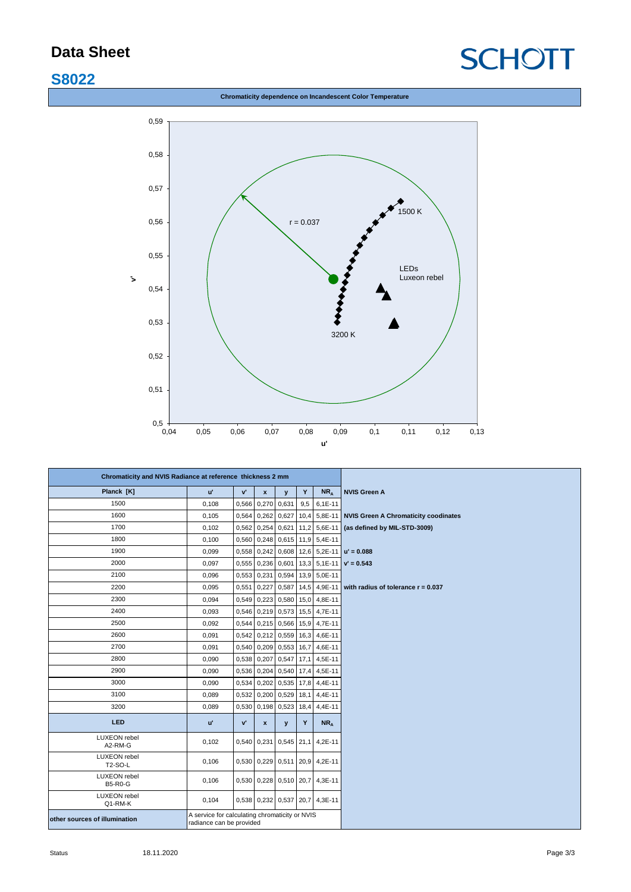# Data Sheet

SCHOTT

## S8022

**Chromaticity dependence on Incandescent Color Temperature**

0,59
0,58
0,57
0,56
0,55
0,54
0,53
0,52
0,51
0,5
v'
0,04
0,05
0,06
0,07
0,08
0,09
0,1
0,11
0,12
0,13
u'
r = 0.037
1500 K
3200 K
LEDs
Luxeon rebel

| Chromaticity and NVIS Radiance at reference thickness 2 mm | | | | | | | |
|---|---|---|---|---|---|---|---|
| Planck [K] | u' | v' | x | y | Y | $NR_A$ | **NVIS Green A** |
| 1500 | 0,108 | 0,566 | 0,270 | 0,631 | 9,5 | 6,1E-11 | |
| 1600 | 0,105 | 0,564 | 0,262 | 0,627 | 10,4 | 5,8E-11 | **NVIS Green A Chromaticity coodinates** |
| 1700 | 0,102 | 0,562 | 0,254 | 0,621 | 11,2 | 5,6E-11 | **(as defined by MIL-STD-3009)** |
| 1800 | 0,100 | 0,560 | 0,248 | 0,615 | 11,9 | 5,4E-11 | |
| 1900 | 0,099 | 0,558 | 0,242 | 0,608 | 12,6 | 5,2E-11 | **u' = 0.088** |
| 2000 | 0,097 | 0,555 | 0,236 | 0,601 | 13,3 | 5,1E-11 | **v' = 0.543** |
| 2100 | 0,096 | 0,553 | 0,231 | 0,594 | 13,9 | 5,0E-11 | |
| 2200 | 0,095 | 0,551 | 0,227 | 0,587 | 14,5 | 4,9E-11 | **with radius of tolerance r = 0.037** |
| 2300 | 0,094 | 0,549 | 0,223 | 0,580 | 15,0 | 4,8E-11 | |
| 2400 | 0,093 | 0,546 | 0,219 | 0,573 | 15,5 | 4,7E-11 | |
| 2500 | 0,092 | 0,544 | 0,215 | 0,566 | 15,9 | 4,7E-11 | |
| 2600 | 0,091 | 0,542 | 0,212 | 0,559 | 16,3 | 4,6E-11 | |
| 2700 | 0,091 | 0,540 | 0,209 | 0,553 | 16,7 | 4,6E-11 | |
| 2800 | 0,090 | 0,538 | 0,207 | 0,547 | 17,1 | 4,5E-11 | |
| 2900 | 0,090 | 0,536 | 0,204 | 0,540 | 17,4 | 4,5E-11 | |
| 3000 | 0,090 | 0,534 | 0,202 | 0,535 | 17,8 | 4,4E-11 | |
| 3100 | 0,089 | 0,532 | 0,200 | 0,529 | 18,1 | 4,4E-11 | |
| 3200 | 0,089 | 0,530 | 0,198 | 0,523 | 18,4 | 4,4E-11 | |
| **LED** | **u'** | **v'** | **x** | **y** | **Y** | $NR_A$ | |
| LUXEON rebel A2-RM-G | 0,102 | 0,540 | 0,231 | 0,545 | 21,1 | 4,2E-11 | |
| LUXEON rebel T2-SO-L | 0,106 | 0,530 | 0,229 | 0,511 | 20,9 | 4,2E-11 | |
| LUXEON rebel B5-R0-G | 0,106 | 0,530 | 0,228 | 0,510 | 20,7 | 4,3E-11 | |
| LUXEON rebel Q1-RM-K | 0,104 | 0,538 | 0,232 | 0,537 | 20,7 | 4,3E-11 | |
| **other sources of illumination** | A service for calculating chromaticity or NVIS radiance can be provided | | | | | | |

Status 18.11.2020